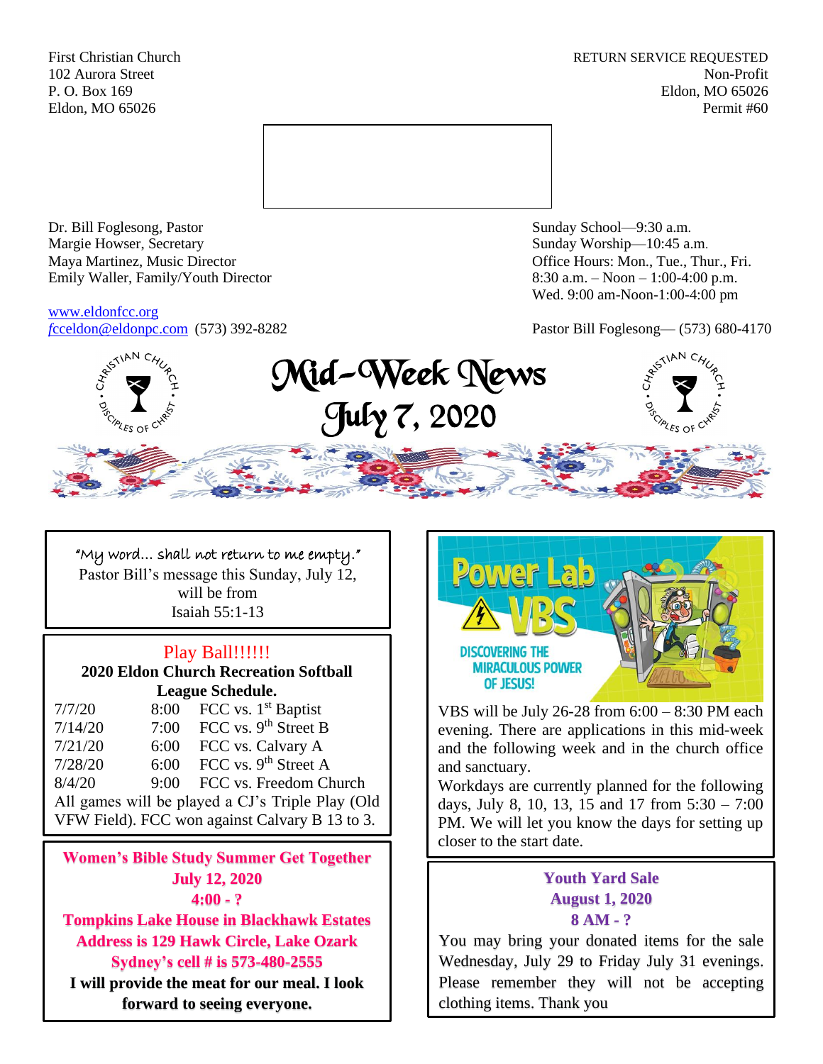First Christian Church
102 Aurora Street
P. O. Box 169
Eldon, MO 65026

RETURN SERVICE REQUESTED
Non-Profit
Eldon, MO 65026
Permit #60

Dr. Bill Foglesong, Pastor
Margie Howser, Secretary
Maya Martinez, Music Director
Emily Waller, Family/Youth Director

www.eldonfcc.org
fcceldon@eldonpc.com (573) 392-8282

Sunday School—9:30 a.m.
Sunday Worship—10:45 a.m.
Office Hours: Mon., Tue., Thur., Fri.
8:30 a.m. – Noon – 1:00-4:00 p.m.
Wed. 9:00 am-Noon-1:00-4:00 pm

Pastor Bill Foglesong— (573) 680-4170

# Mid-Week News
## July 7, 2020

"My word… shall not return to me empty."
Pastor Bill's message this Sunday, July 12, will be from
Isaiah 55:1-13

## Play Ball!!!!!!

**2020 Eldon Church Recreation Softball League Schedule.**

| Date | Time | Game |
|---|---|---|
| 7/7/20 | 8:00 | FCC vs. 1st Baptist |
| 7/14/20 | 7:00 | FCC vs. 9th Street B |
| 7/21/20 | 6:00 | FCC vs. Calvary A |
| 7/28/20 | 6:00 | FCC vs. 9th Street A |
| 8/4/20 | 9:00 | FCC vs. Freedom Church |

All games will be played a CJ's Triple Play (Old VFW Field). FCC won against Calvary B 13 to 3.

**Women's Bible Study Summer Get Together**
**July 12, 2020**
**4:00 - ?**
**Tompkins Lake House in Blackhawk Estates**
**Address is 129 Hawk Circle, Lake Ozark**
**Sydney's cell # is 573-480-2555**
**I will provide the meat for our meal. I look forward to seeing everyone.**

## Power Lab VBS
DISCOVERING THE MIRACULOUS POWER OF JESUS!

VBS will be July 26-28 from 6:00 – 8:30 PM each evening. There are applications in this mid-week and the following week and in the church office and sanctuary.

Workdays are currently planned for the following days, July 8, 10, 13, 15 and 17 from 5:30 – 7:00 PM. We will let you know the days for setting up closer to the start date.

**Youth Yard Sale**
**August 1, 2020**
**8 AM - ?**

You may bring your donated items for the sale Wednesday, July 29 to Friday July 31 evenings. Please remember they will not be accepting clothing items. Thank you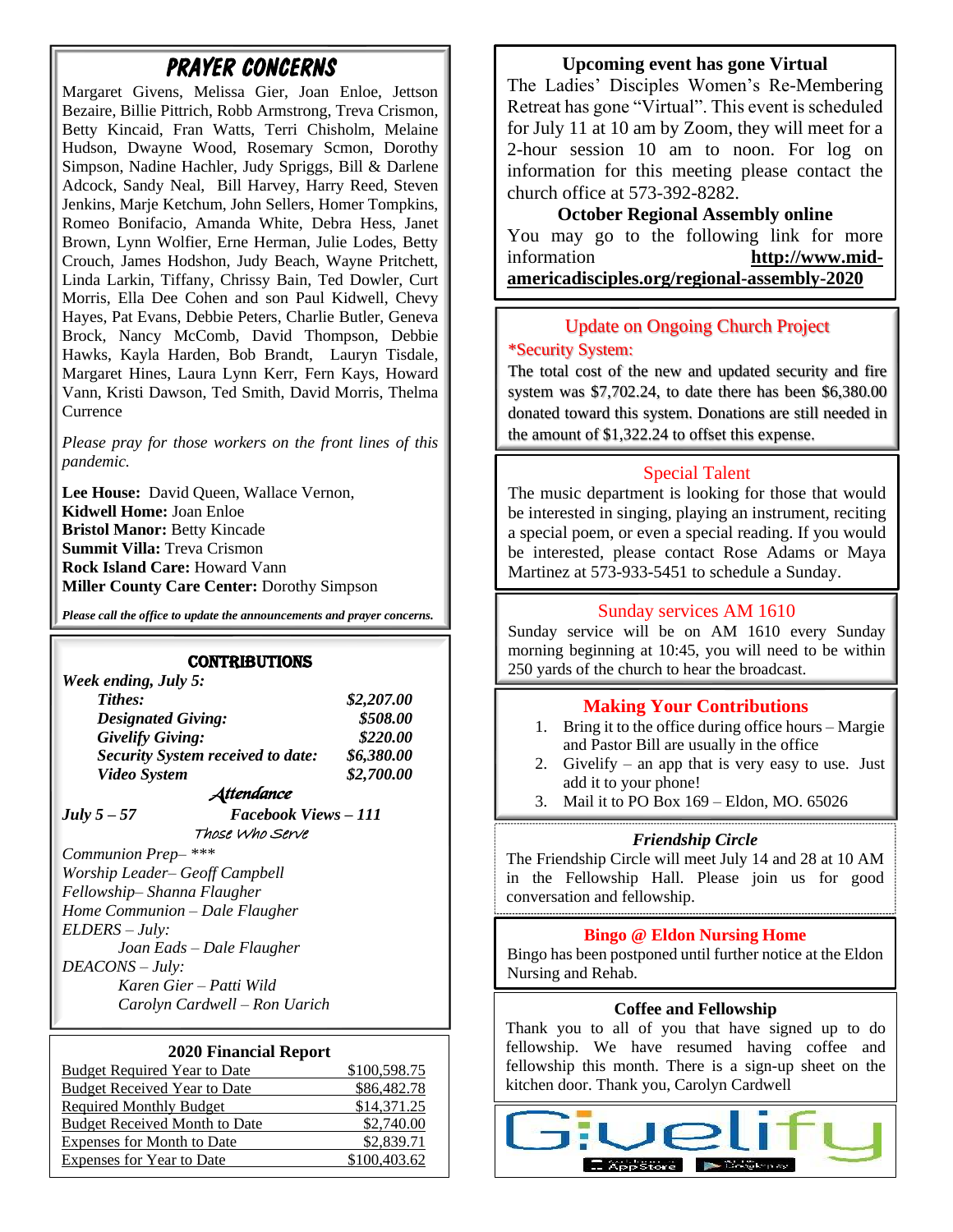## PRAYER CONCERNS

Margaret Givens, Melissa Gier, Joan Enloe, Jettson Bezaire, Billie Pittrich, Robb Armstrong, Treva Crismon, Betty Kincaid, Fran Watts, Terri Chisholm, Melaine Hudson, Dwayne Wood, Rosemary Scmon, Dorothy Simpson, Nadine Hachler, Judy Spriggs, Bill & Darlene Adcock, Sandy Neal, Bill Harvey, Harry Reed, Steven Jenkins, Marje Ketchum, John Sellers, Homer Tompkins, Romeo Bonifacio, Amanda White, Debra Hess, Janet Brown, Lynn Wolfier, Erne Herman, Julie Lodes, Betty Crouch, James Hodshon, Judy Beach, Wayne Pritchett, Linda Larkin, Tiffany, Chrissy Bain, Ted Dowler, Curt Morris, Ella Dee Cohen and son Paul Kidwell, Chevy Hayes, Pat Evans, Debbie Peters, Charlie Butler, Geneva Brock, Nancy McComb, David Thompson, Debbie Hawks, Kayla Harden, Bob Brandt, Lauryn Tisdale, Margaret Hines, Laura Lynn Kerr, Fern Kays, Howard Vann, Kristi Dawson, Ted Smith, David Morris, Thelma Currence

*Please pray for those workers on the front lines of this pandemic.*

**Lee House:** David Queen, Wallace Vernon,
**Kidwell Home:** Joan Enloe
**Bristol Manor:** Betty Kincade
**Summit Villa:** Treva Crismon
**Rock Island Care:** Howard Vann
**Miller County Care Center:** Dorothy Simpson

***Please call the office to update the announcements and prayer concerns.***

## CONTRIBUTIONS

*Week ending, July 5:*

| | |
|---|---|
| ***Tithes:*** | ***$2,207.00*** |
| ***Designated Giving:*** | ***$508.00*** |
| ***Givelify Giving:*** | ***$220.00*** |
| ***Security System received to date:*** | ***$6,380.00*** |
| ***Video System*** | ***$2,700.00*** |

### *Attendance*

***July 5 – 57*** ***Facebook Views – 111***

*Those Who Serve*

*Communion Prep– ****
*Worship Leader– Geoff Campbell*
*Fellowship– Shanna Flaugher*
*Home Communion – Dale Flaugher*
*ELDERS – July:*
*Joan Eads – Dale Flaugher*
*DEACONS – July:*
*Karen Gier – Patti Wild*
*Carolyn Cardwell – Ron Uarich*

### 2020 Financial Report

| | |
|---|---|
| Budget Required Year to Date | $100,598.75 |
| Budget Received Year to Date | $86,482.78 |
| Required Monthly Budget | $14,371.25 |
| Budget Received Month to Date | $2,740.00 |
| Expenses for Month to Date | $2,839.71 |
| Expenses for Year to Date | $100,403.62 |

### Upcoming event has gone Virtual

The Ladies' Disciples Women's Re-Membering Retreat has gone "Virtual". This event is scheduled for July 11 at 10 am by Zoom, they will meet for a 2-hour session 10 am to noon. For log on information for this meeting please contact the church office at 573-392-8282.

### October Regional Assembly online

You may go to the following link for more information **http://www.mid-americadisciples.org/regional-assembly-2020**

### Update on Ongoing Church Project

*Security System:

The total cost of the new and updated security and fire system was $7,702.24, to date there has been $6,380.00 donated toward this system. Donations are still needed in the amount of $1,322.24 to offset this expense.

### Special Talent

The music department is looking for those that would be interested in singing, playing an instrument, reciting a special poem, or even a special reading. If you would be interested, please contact Rose Adams or Maya Martinez at 573-933-5451 to schedule a Sunday.

### Sunday services AM 1610

Sunday service will be on AM 1610 every Sunday morning beginning at 10:45, you will need to be within 250 yards of the church to hear the broadcast.

### Making Your Contributions

1. Bring it to the office during office hours – Margie and Pastor Bill are usually in the office
2. Givelify – an app that is very easy to use. Just add it to your phone!
3. Mail it to PO Box 169 – Eldon, MO. 65026

### *Friendship Circle*

The Friendship Circle will meet July 14 and 28 at 10 AM in the Fellowship Hall. Please join us for good conversation and fellowship.

### Bingo @ Eldon Nursing Home

Bingo has been postponed until further notice at the Eldon Nursing and Rehab.

### Coffee and Fellowship

Thank you to all of you that have signed up to do fellowship. We have resumed having coffee and fellowship this month. There is a sign-up sheet on the kitchen door. Thank you, Carolyn Cardwell

Givelify